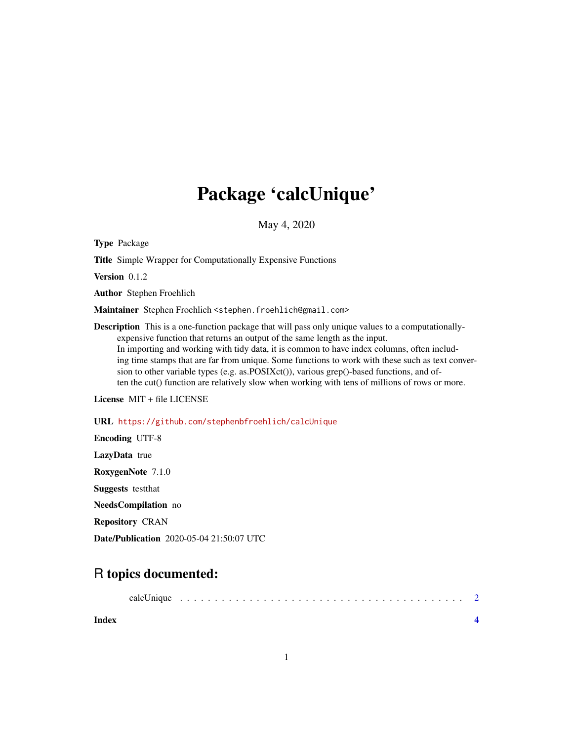# Package 'calcUnique'

May 4, 2020

**Type** Package

**Title** Simple Wrapper for Computationally Expensive Functions

**Version** 0.1.2

**Author** Stephen Froehlich

**Maintainer** Stephen Froehlich <stephen.froehlich@gmail.com>

**Description** This is a one-function package that will pass only unique values to a computationally-expensive function that returns an output of the same length as the input.
In importing and working with tidy data, it is common to have index columns, often including time stamps that are far from unique. Some functions to work with these such as text conversion to other variable types (e.g. as.POSIXct()), various grep()-based functions, and often the cut() function are relatively slow when working with tens of millions of rows or more.

**License** MIT + file LICENSE

**URL** https://github.com/stephenbfroehlich/calcUnique

**Encoding** UTF-8

**LazyData** true

**RoxygenNote** 7.1.0

**Suggests** testthat

**NeedsCompilation** no

**Repository** CRAN

**Date/Publication** 2020-05-04 21:50:07 UTC

## R topics documented:

calcUnique . . . . . . . . . . . . . . . . . . . . . . . . . . . . . . . . . . . . . . . . 2

**Index** **4**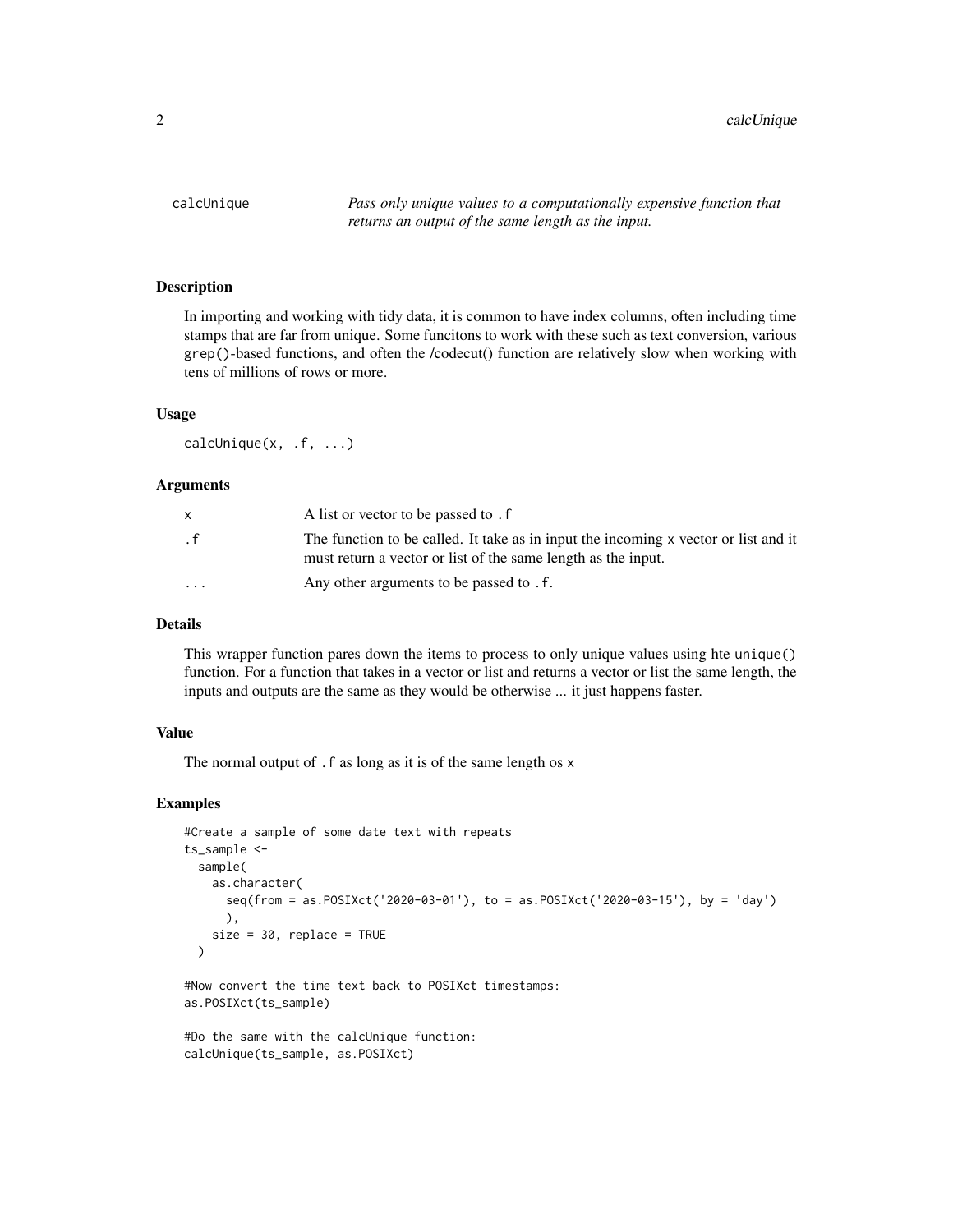## calcUnique — *Pass only unique values to a computationally expensive function that returns an output of the same length as the input.*

### Description

In importing and working with tidy data, it is common to have index columns, often including time stamps that are far from unique. Some funcitons to work with these such as text conversion, various `grep()`-based functions, and often the /codecut() function are relatively slow when working with tens of millions of rows or more.

### Usage

```
calcUnique(x, .f, ...)
```

### Arguments

| | |
|---|---|
| `x` | A list or vector to be passed to `.f` |
| `.f` | The function to be called. It take as in input the incoming `x` vector or list and it must return a vector or list of the same length as the input. |
| `...` | Any other arguments to be passed to `.f`. |

### Details

This wrapper function pares down the items to process to only unique values using hte `unique()` function. For a function that takes in a vector or list and returns a vector or list the same length, the inputs and outputs are the same as they would be otherwise ... it just happens faster.

### Value

The normal output of `.f` as long as it is of the same length os `x`

### Examples

```
#Create a sample of some date text with repeats
ts_sample <-
  sample(
    as.character(
      seq(from = as.POSIXct('2020-03-01'), to = as.POSIXct('2020-03-15'), by = 'day')
      ),
    size = 30, replace = TRUE
  )

#Now convert the time text back to POSIXct timestamps:
as.POSIXct(ts_sample)

#Do the same with the calcUnique function:
calcUnique(ts_sample, as.POSIXct)
```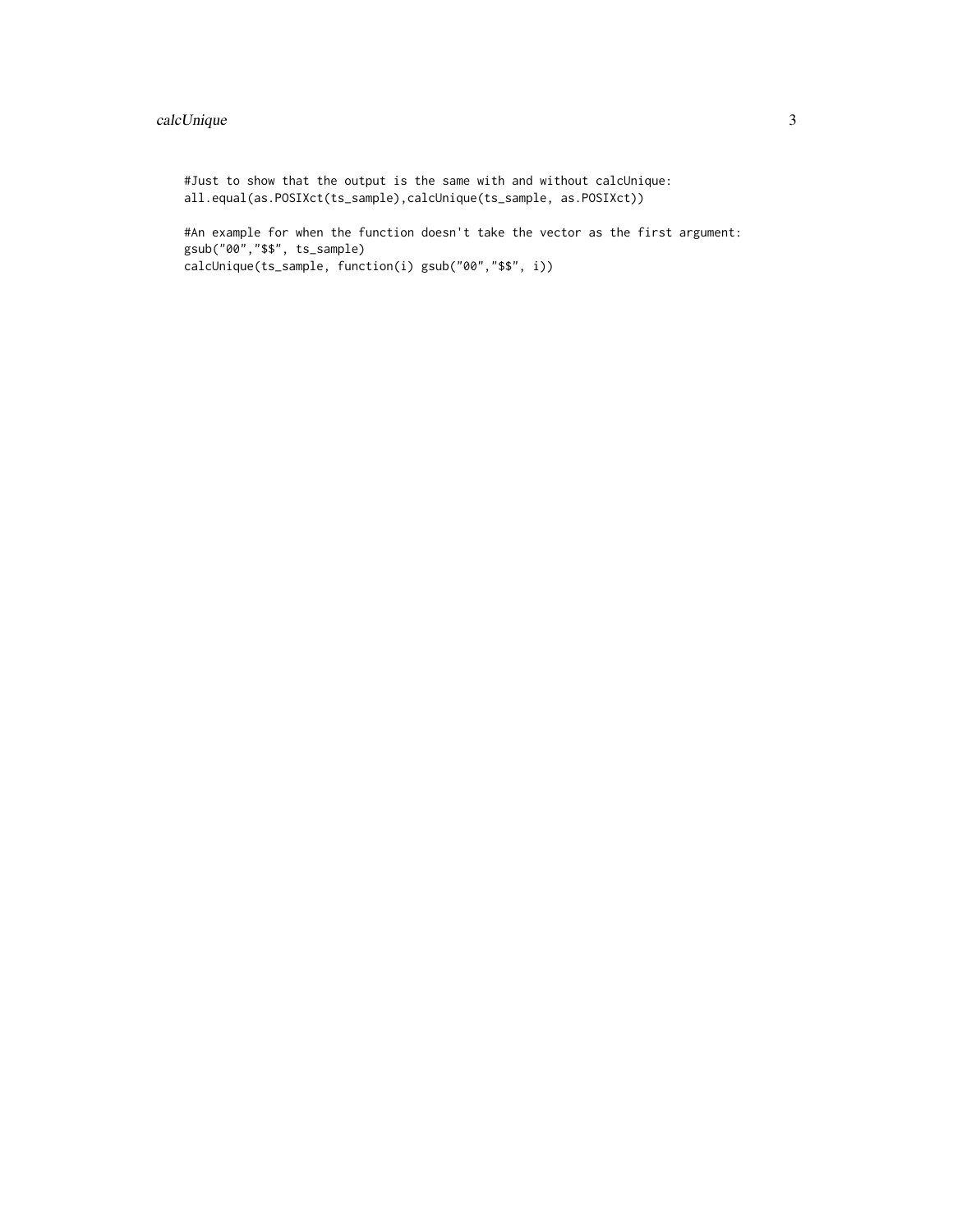```
#Just to show that the output is the same with and without calcUnique:
all.equal(as.POSIXct(ts_sample),calcUnique(ts_sample, as.POSIXct))

#An example for when the function doesn't take the vector as the first argument:
gsub("00","$$", ts_sample)
calcUnique(ts_sample, function(i) gsub("00","$$", i))
```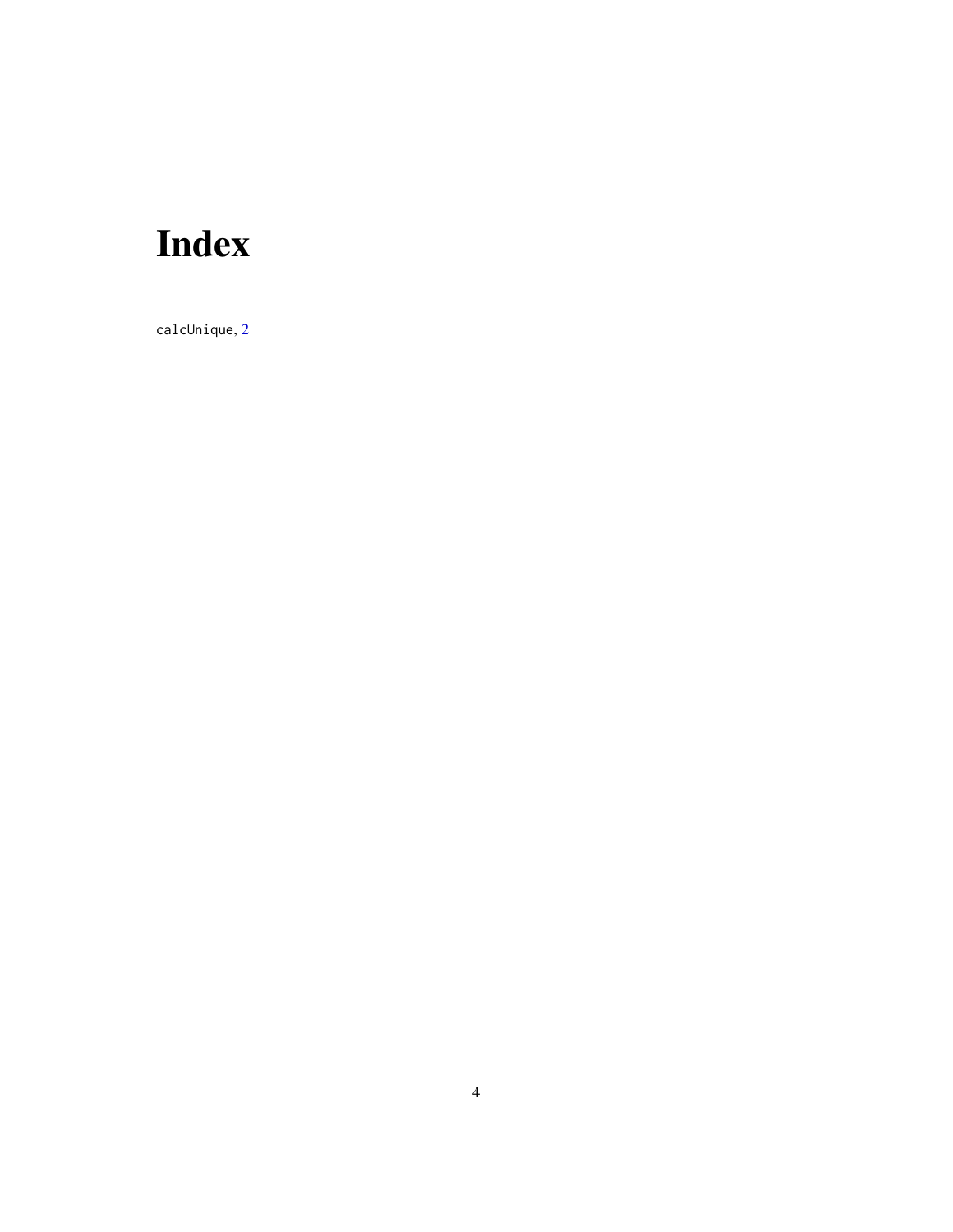# Index

calcUnique, 2